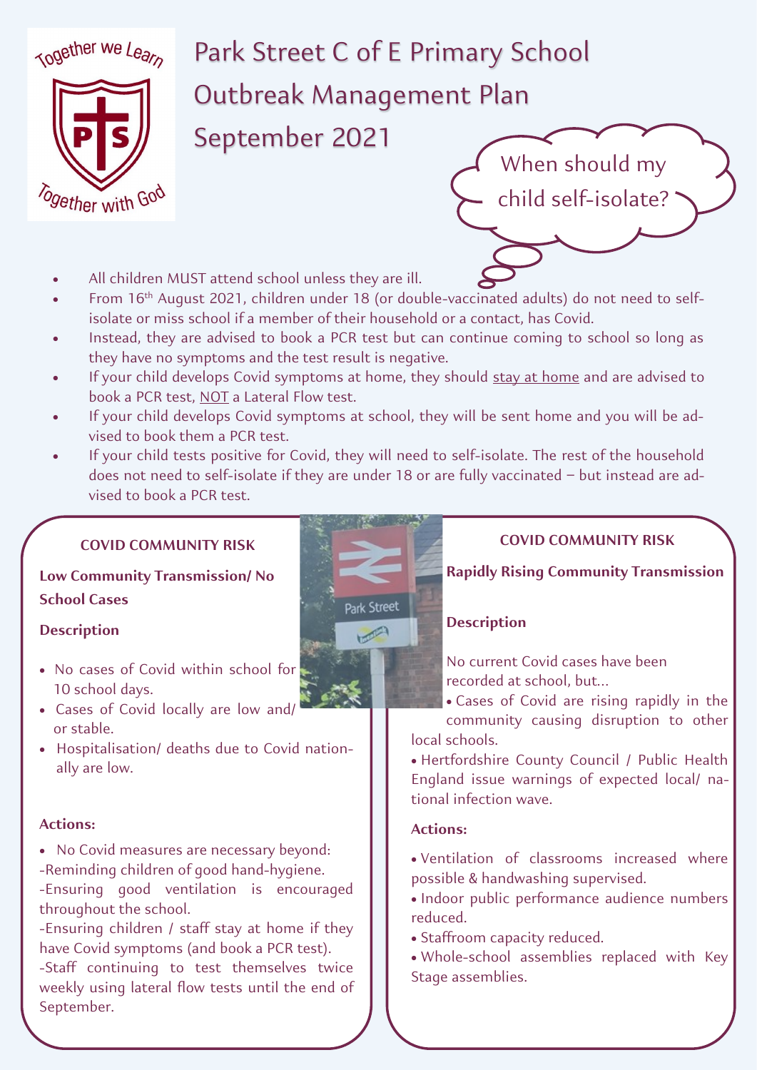Together we Learn

Together with God

# Park Street C of E Primary School

# Outbreak Management Plan

# September 2021

When should my child self-isolate?

- All children MUST attend school unless they are ill.
- From 16th August 2021, children under 18 (or double-vaccinated adults) do not need to self-isolate or miss school if a member of their household or a contact, has Covid.
- Instead, they are advised to book a PCR test but can continue coming to school so long as they have no symptoms and the test result is negative.
- If your child develops Covid symptoms at home, they should stay at home and are advised to book a PCR test, NOT a Lateral Flow test.
- If your child develops Covid symptoms at school, they will be sent home and you will be advised to book them a PCR test.
- If your child tests positive for Covid, they will need to self-isolate. The rest of the household does not need to self-isolate if they are under 18 or are fully vaccinated – but instead are advised to book a PCR test.

## COVID COMMUNITY RISK

### Low Community Transmission/ No School Cases

**Description**

- No cases of Covid within school for 10 school days.
- Cases of Covid locally are low and/ or stable.
- Hospitalisation/ deaths due to Covid nationally are low.

**Actions:**

- No Covid measures are necessary beyond:

-Reminding children of good hand-hygiene.

-Ensuring good ventilation is encouraged throughout the school.

-Ensuring children / staff stay at home if they have Covid symptoms (and book a PCR test).

-Staff continuing to test themselves twice weekly using lateral flow tests until the end of September.

## COVID COMMUNITY RISK

### Rapidly Rising Community Transmission

**Description**

No current Covid cases have been recorded at school, but...

- Cases of Covid are rising rapidly in the community causing disruption to other local schools.
- Hertfordshire County Council / Public Health England issue warnings of expected local/ national infection wave.

**Actions:**

- Ventilation of classrooms increased where possible & handwashing supervised.
- Indoor public performance audience numbers reduced.
- Staffroom capacity reduced.
- Whole-school assemblies replaced with Key Stage assemblies.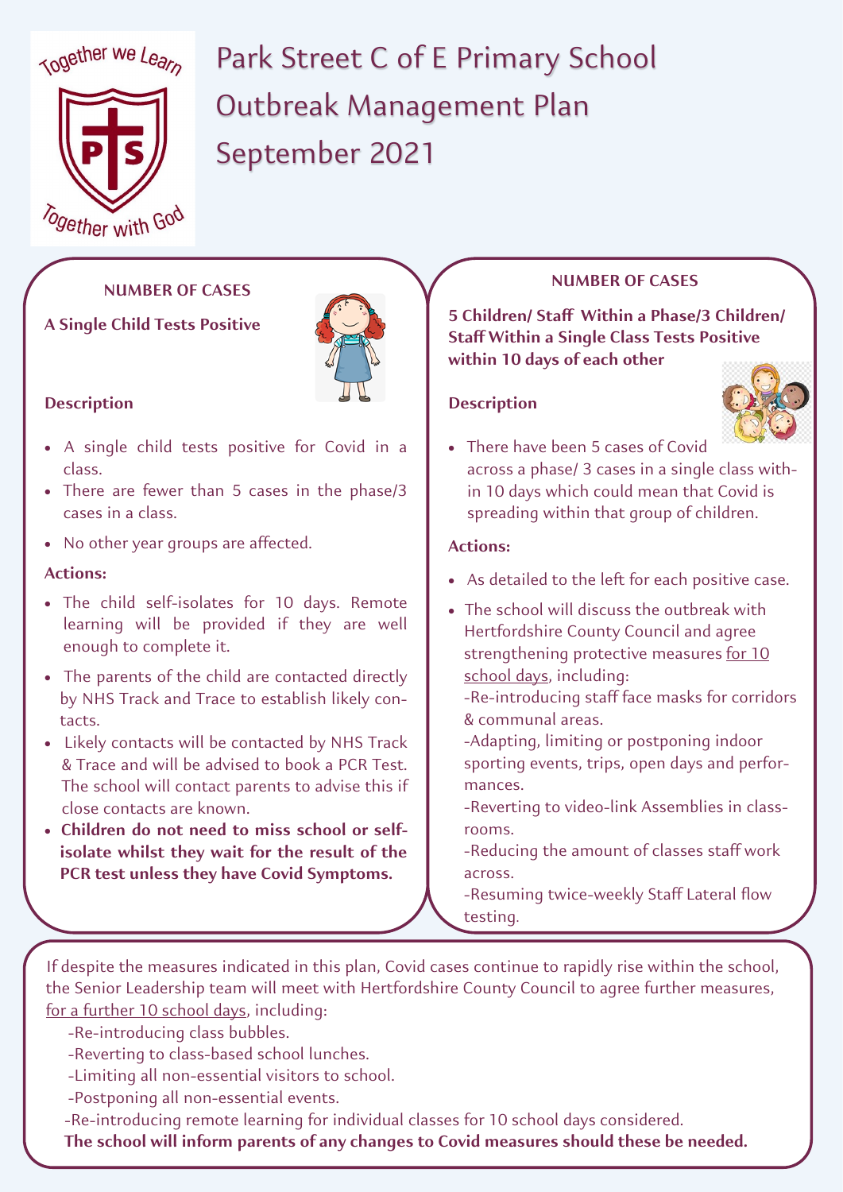# Park Street C of E Primary School Outbreak Management Plan September 2021

Together we Learn

Together with God

## NUMBER OF CASES

**A Single Child Tests Positive**

**Description**

- A single child tests positive for Covid in a class.
- There are fewer than 5 cases in the phase/3 cases in a class.
- No other year groups are affected.

**Actions:**

- The child self-isolates for 10 days. Remote learning will be provided if they are well enough to complete it.
- The parents of the child are contacted directly by NHS Track and Trace to establish likely contacts.
- Likely contacts will be contacted by NHS Track & Trace and will be advised to book a PCR Test. The school will contact parents to advise this if close contacts are known.
- **Children do not need to miss school or self-isolate whilst they wait for the result of the PCR test unless they have Covid Symptoms.**

## NUMBER OF CASES

**5 Children/ Staff Within a Phase/3 Children/ Staff Within a Single Class Tests Positive within 10 days of each other**

**Description**

- There have been 5 cases of Covid across a phase/ 3 cases in a single class within 10 days which could mean that Covid is spreading within that group of children.

**Actions:**

- As detailed to the left for each positive case.
- The school will discuss the outbreak with Hertfordshire County Council and agree strengthening protective measures for 10 school days, including:
  - -Re-introducing staff face masks for corridors & communal areas.
  - -Adapting, limiting or postponing indoor sporting events, trips, open days and performances.
  - -Reverting to video-link Assemblies in classrooms.
  - -Reducing the amount of classes staff work across.
  - -Resuming twice-weekly Staff Lateral flow testing.

If despite the measures indicated in this plan, Covid cases continue to rapidly rise within the school, the Senior Leadership team will meet with Hertfordshire County Council to agree further measures, for a further 10 school days, including:

- -Re-introducing class bubbles.
- -Reverting to class-based school lunches.
- -Limiting all non-essential visitors to school.
- -Postponing all non-essential events.
- -Re-introducing remote learning for individual classes for 10 school days considered.

**The school will inform parents of any changes to Covid measures should these be needed.**